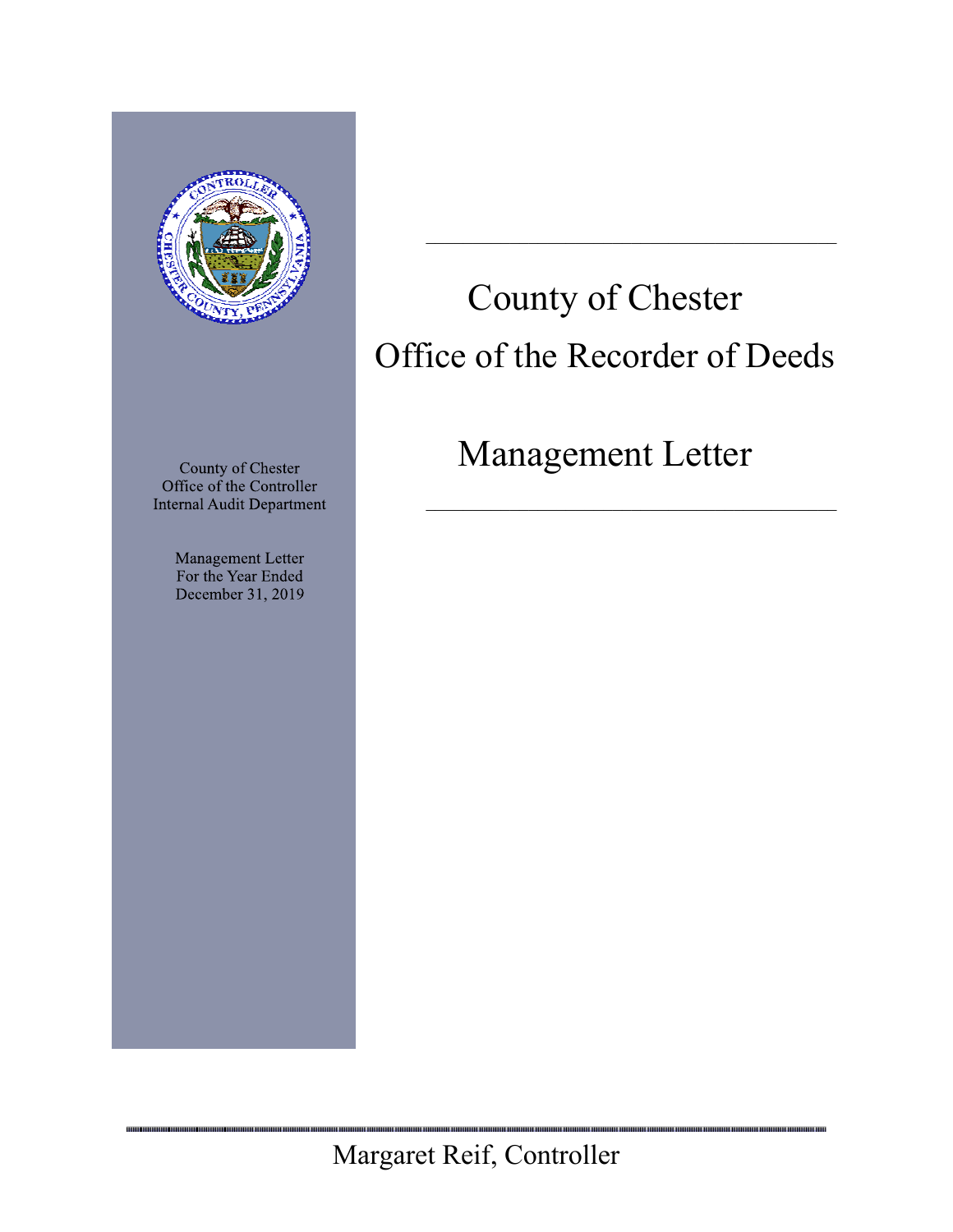# County of Chester

# Office of the Recorder of Deeds

# Management Letter

County of Chester
Office of the Controller
Internal Audit Department

Management Letter
For the Year Ended
December 31, 2019

Margaret Reif, Controller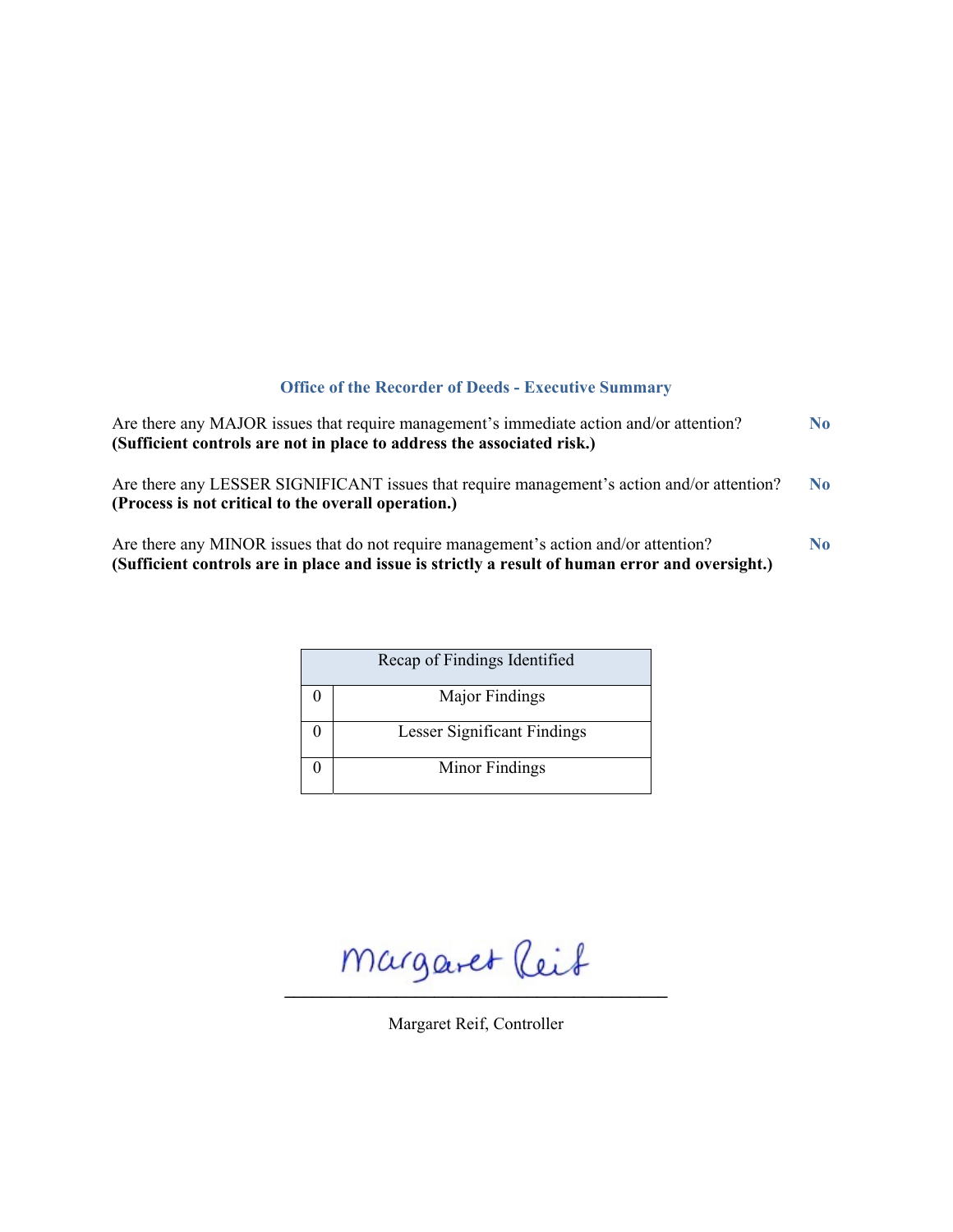## Office of the Recorder of Deeds - Executive Summary

Are there any MAJOR issues that require management's immediate action and/or attention? **No**
**(Sufficient controls are not in place to address the associated risk.)**

Are there any LESSER SIGNIFICANT issues that require management's action and/or attention? **No**
**(Process is not critical to the overall operation.)**

Are there any MINOR issues that do not require management's action and/or attention? **No**
**(Sufficient controls are in place and issue is strictly a result of human error and oversight.)**

| Recap of Findings Identified | |
|---|---|
| 0 | Major Findings |
| 0 | Lesser Significant Findings |
| 0 | Minor Findings |

Margaret Reif

Margaret Reif, Controller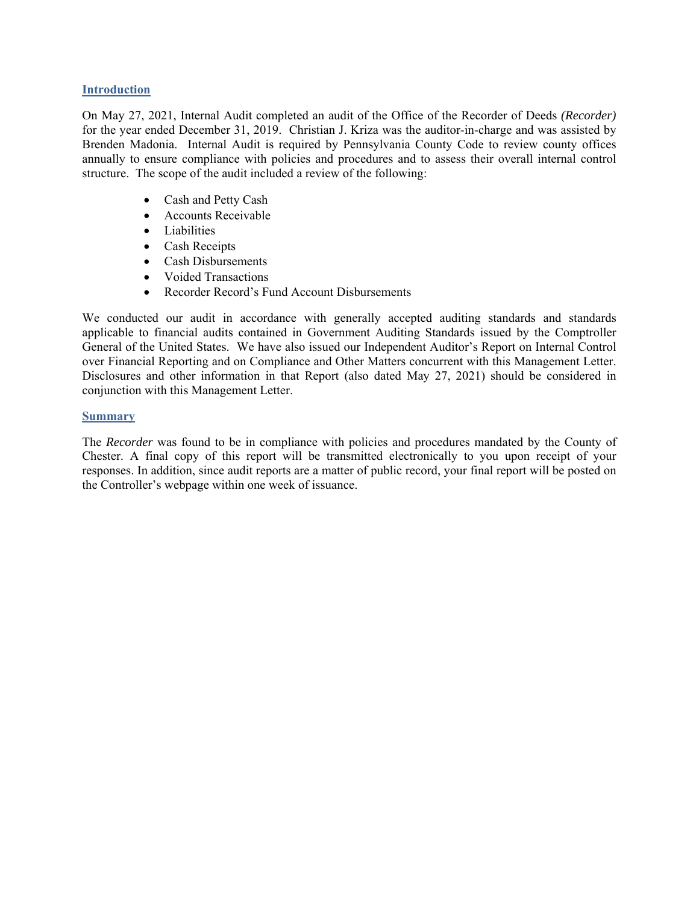## Introduction

On May 27, 2021, Internal Audit completed an audit of the Office of the Recorder of Deeds *(Recorder)* for the year ended December 31, 2019. Christian J. Kriza was the auditor-in-charge and was assisted by Brenden Madonia. Internal Audit is required by Pennsylvania County Code to review county offices annually to ensure compliance with policies and procedures and to assess their overall internal control structure. The scope of the audit included a review of the following:

- Cash and Petty Cash
- Accounts Receivable
- Liabilities
- Cash Receipts
- Cash Disbursements
- Voided Transactions
- Recorder Record's Fund Account Disbursements

We conducted our audit in accordance with generally accepted auditing standards and standards applicable to financial audits contained in Government Auditing Standards issued by the Comptroller General of the United States. We have also issued our Independent Auditor's Report on Internal Control over Financial Reporting and on Compliance and Other Matters concurrent with this Management Letter. Disclosures and other information in that Report (also dated May 27, 2021) should be considered in conjunction with this Management Letter.

## Summary

The *Recorder* was found to be in compliance with policies and procedures mandated by the County of Chester. A final copy of this report will be transmitted electronically to you upon receipt of your responses. In addition, since audit reports are a matter of public record, your final report will be posted on the Controller's webpage within one week of issuance.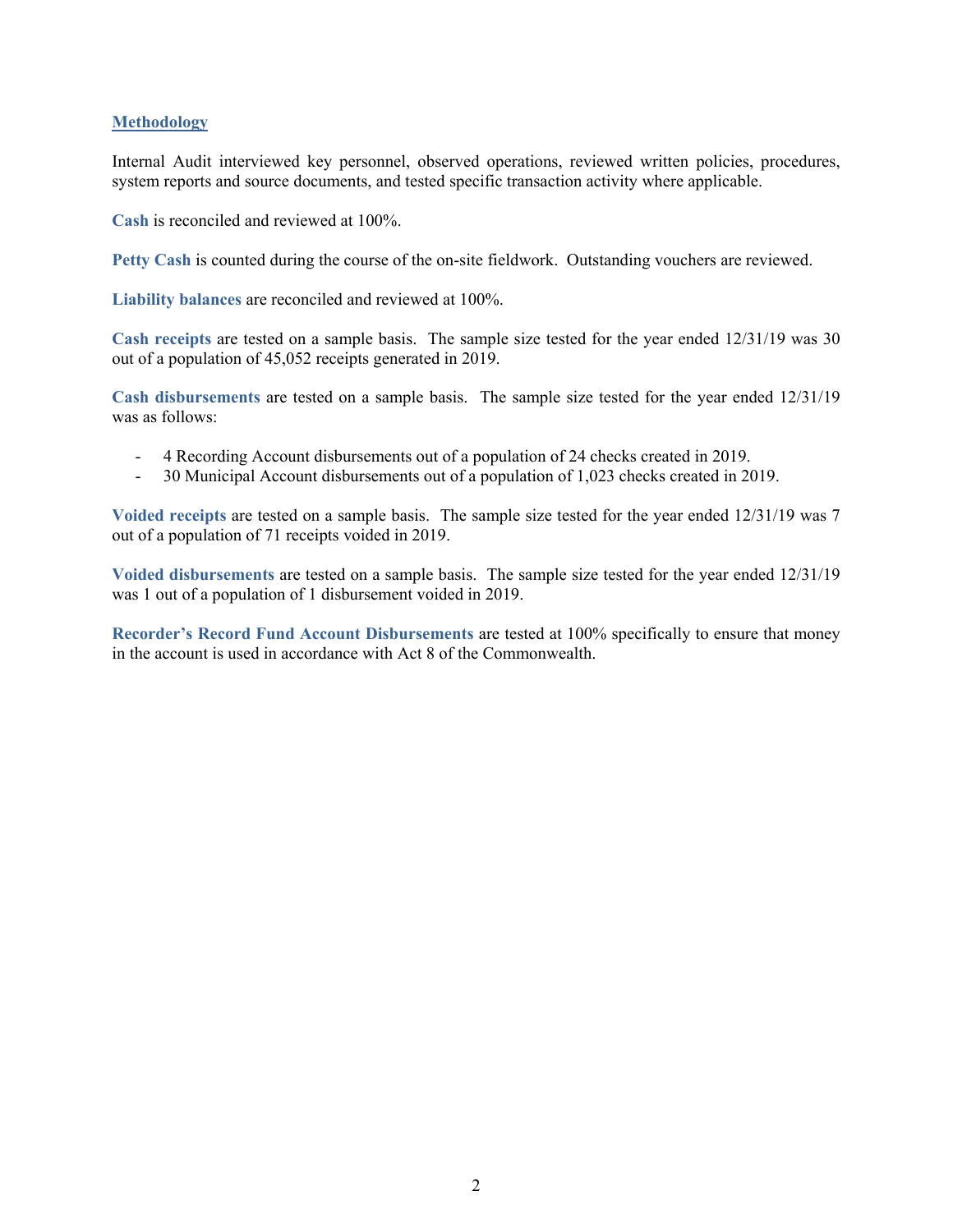## Methodology

Internal Audit interviewed key personnel, observed operations, reviewed written policies, procedures, system reports and source documents, and tested specific transaction activity where applicable.

**Cash** is reconciled and reviewed at 100%.

**Petty Cash** is counted during the course of the on-site fieldwork. Outstanding vouchers are reviewed.

**Liability balances** are reconciled and reviewed at 100%.

**Cash receipts** are tested on a sample basis. The sample size tested for the year ended 12/31/19 was 30 out of a population of 45,052 receipts generated in 2019.

**Cash disbursements** are tested on a sample basis. The sample size tested for the year ended 12/31/19 was as follows:

- 4 Recording Account disbursements out of a population of 24 checks created in 2019.
- 30 Municipal Account disbursements out of a population of 1,023 checks created in 2019.

**Voided receipts** are tested on a sample basis. The sample size tested for the year ended 12/31/19 was 7 out of a population of 71 receipts voided in 2019.

**Voided disbursements** are tested on a sample basis. The sample size tested for the year ended 12/31/19 was 1 out of a population of 1 disbursement voided in 2019.

**Recorder's Record Fund Account Disbursements** are tested at 100% specifically to ensure that money in the account is used in accordance with Act 8 of the Commonwealth.